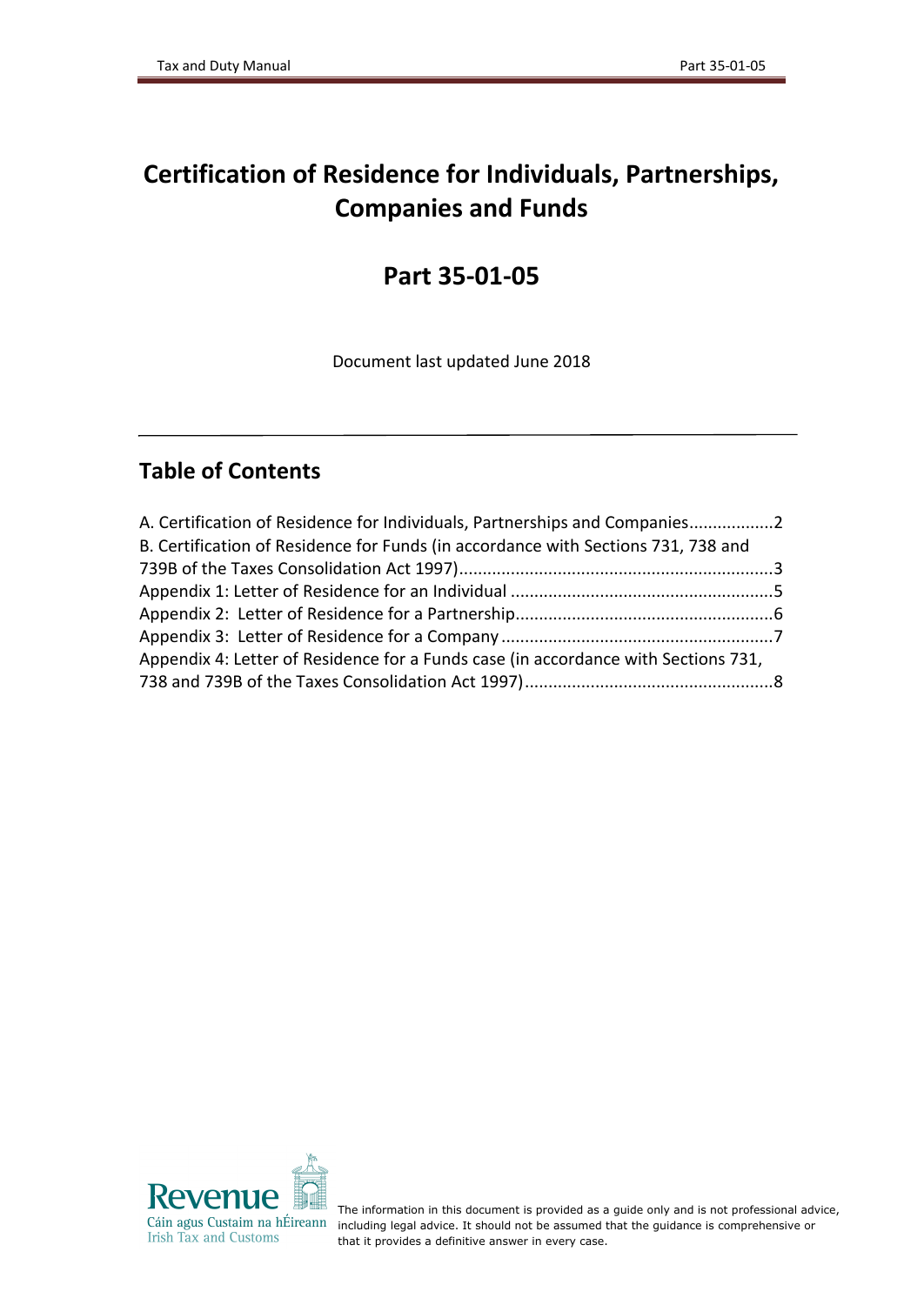# Certification of Residence for Individuals, Partnerships, Companies and Funds

# Part 35-01-05

Document last updated June 2018

## Table of Contents

A. Certification of Residence for Individuals, Partnerships and Companies..................2
B. Certification of Residence for Funds (in accordance with Sections 731, 738 and 739B of the Taxes Consolidation Act 1997)..................................................................3
Appendix 1: Letter of Residence for an Individual ........................................................5
Appendix 2: Letter of Residence for a Partnership.......................................................6
Appendix 3: Letter of Residence for a Company ..........................................................7
Appendix 4: Letter of Residence for a Funds case (in accordance with Sections 731, 738 and 739B of the Taxes Consolidation Act 1997).....................................................8

Revenue
Cáin agus Custaim na hÉireann
Irish Tax and Customs

The information in this document is provided as a guide only and is not professional advice, including legal advice. It should not be assumed that the guidance is comprehensive or that it provides a definitive answer in every case.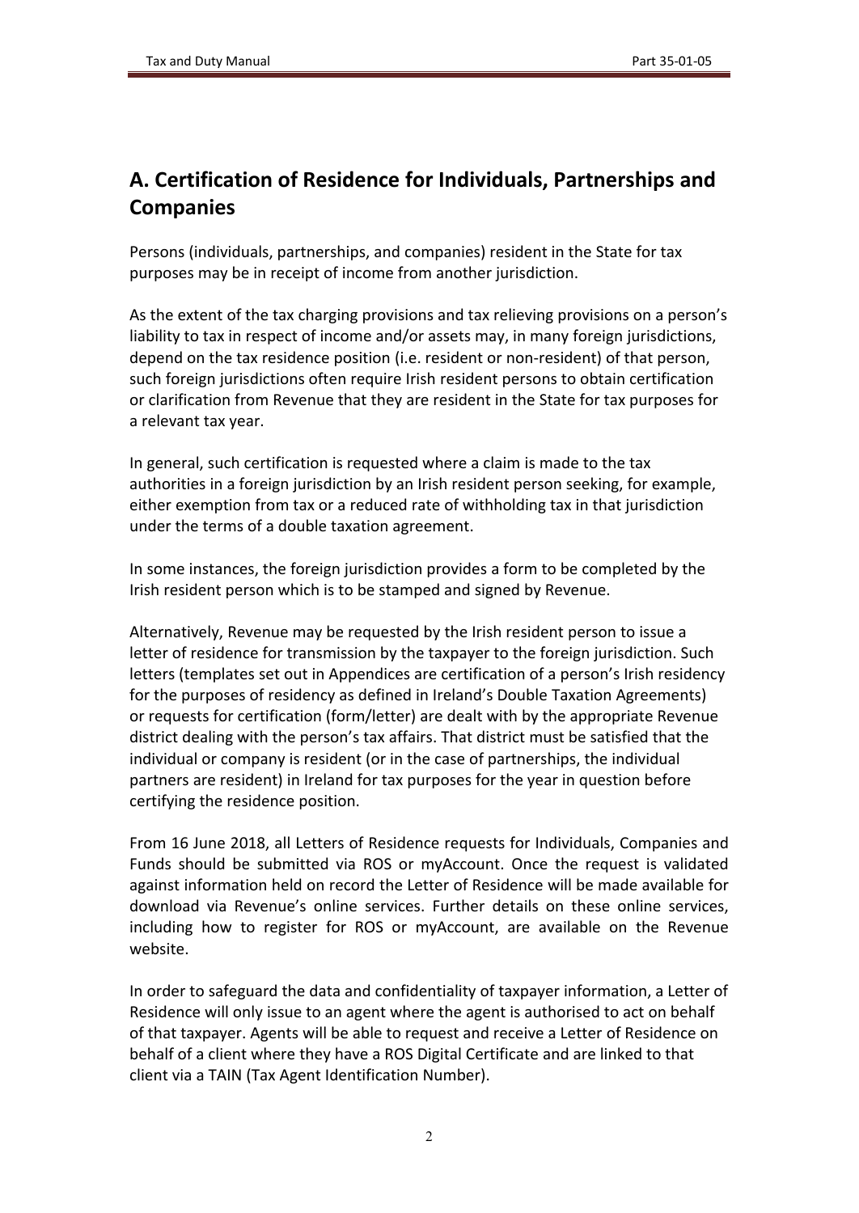## A. Certification of Residence for Individuals, Partnerships and Companies

Persons (individuals, partnerships, and companies) resident in the State for tax purposes may be in receipt of income from another jurisdiction.

As the extent of the tax charging provisions and tax relieving provisions on a person's liability to tax in respect of income and/or assets may, in many foreign jurisdictions, depend on the tax residence position (i.e. resident or non-resident) of that person, such foreign jurisdictions often require Irish resident persons to obtain certification or clarification from Revenue that they are resident in the State for tax purposes for a relevant tax year.

In general, such certification is requested where a claim is made to the tax authorities in a foreign jurisdiction by an Irish resident person seeking, for example, either exemption from tax or a reduced rate of withholding tax in that jurisdiction under the terms of a double taxation agreement.

In some instances, the foreign jurisdiction provides a form to be completed by the Irish resident person which is to be stamped and signed by Revenue.

Alternatively, Revenue may be requested by the Irish resident person to issue a letter of residence for transmission by the taxpayer to the foreign jurisdiction. Such letters (templates set out in Appendices are certification of a person's Irish residency for the purposes of residency as defined in Ireland's Double Taxation Agreements) or requests for certification (form/letter) are dealt with by the appropriate Revenue district dealing with the person's tax affairs. That district must be satisfied that the individual or company is resident (or in the case of partnerships, the individual partners are resident) in Ireland for tax purposes for the year in question before certifying the residence position.

From 16 June 2018, all Letters of Residence requests for Individuals, Companies and Funds should be submitted via ROS or myAccount. Once the request is validated against information held on record the Letter of Residence will be made available for download via Revenue's online services. Further details on these online services, including how to register for ROS or myAccount, are available on the Revenue website.

In order to safeguard the data and confidentiality of taxpayer information, a Letter of Residence will only issue to an agent where the agent is authorised to act on behalf of that taxpayer. Agents will be able to request and receive a Letter of Residence on behalf of a client where they have a ROS Digital Certificate and are linked to that client via a TAIN (Tax Agent Identification Number).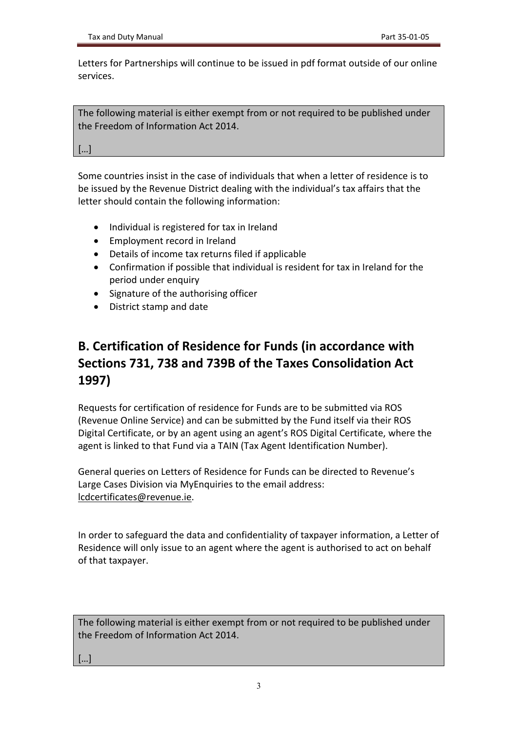Letters for Partnerships will continue to be issued in pdf format outside of our online services.

> The following material is either exempt from or not required to be published under the Freedom of Information Act 2014.
>
> […]

Some countries insist in the case of individuals that when a letter of residence is to be issued by the Revenue District dealing with the individual's tax affairs that the letter should contain the following information:

- Individual is registered for tax in Ireland
- Employment record in Ireland
- Details of income tax returns filed if applicable
- Confirmation if possible that individual is resident for tax in Ireland for the period under enquiry
- Signature of the authorising officer
- District stamp and date

## B. Certification of Residence for Funds (in accordance with Sections 731, 738 and 739B of the Taxes Consolidation Act 1997)

Requests for certification of residence for Funds are to be submitted via ROS (Revenue Online Service) and can be submitted by the Fund itself via their ROS Digital Certificate, or by an agent using an agent's ROS Digital Certificate, where the agent is linked to that Fund via a TAIN (Tax Agent Identification Number).

General queries on Letters of Residence for Funds can be directed to Revenue's Large Cases Division via MyEnquiries to the email address: lcdcertificates@revenue.ie.

In order to safeguard the data and confidentiality of taxpayer information, a Letter of Residence will only issue to an agent where the agent is authorised to act on behalf of that taxpayer.

> The following material is either exempt from or not required to be published under the Freedom of Information Act 2014.
>
> […]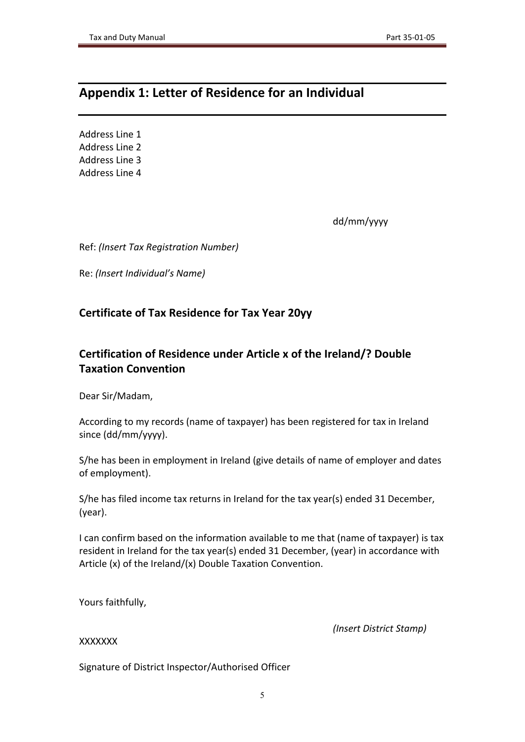## Appendix 1: Letter of Residence for an Individual

Address Line 1
Address Line 2
Address Line 3
Address Line 4

dd/mm/yyyy

Ref: *(Insert Tax Registration Number)*

Re: *(Insert Individual's Name)*

### Certificate of Tax Residence for Tax Year 20yy

### Certification of Residence under Article x of the Ireland/? Double Taxation Convention

Dear Sir/Madam,

According to my records (name of taxpayer) has been registered for tax in Ireland since (dd/mm/yyyy).

S/he has been in employment in Ireland (give details of name of employer and dates of employment).

S/he has filed income tax returns in Ireland for the tax year(s) ended 31 December, (year).

I can confirm based on the information available to me that (name of taxpayer) is tax resident in Ireland for the tax year(s) ended 31 December, (year) in accordance with Article (x) of the Ireland/(x) Double Taxation Convention.

Yours faithfully,

*(Insert District Stamp)*

XXXXXXX

Signature of District Inspector/Authorised Officer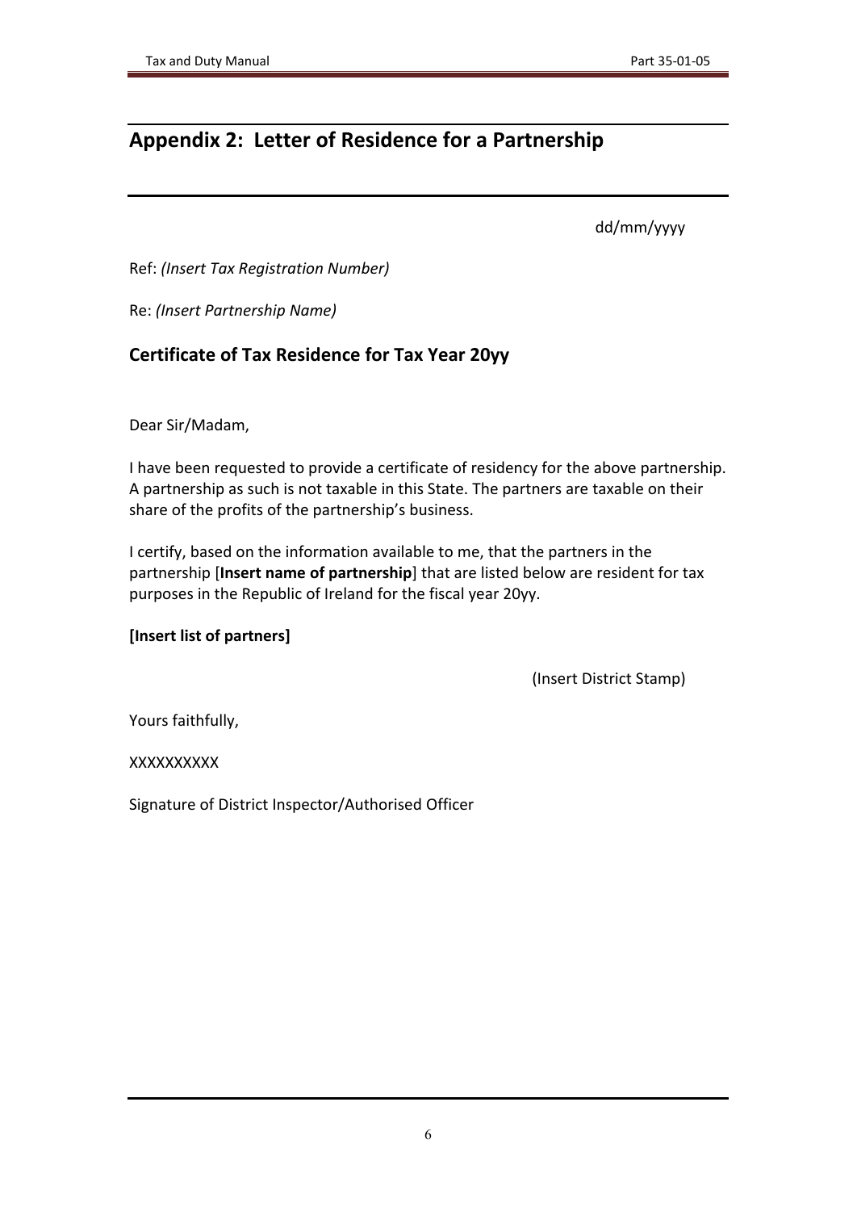## Appendix 2: Letter of Residence for a Partnership

dd/mm/yyyy

Ref: *(Insert Tax Registration Number)*

Re: *(Insert Partnership Name)*

### Certificate of Tax Residence for Tax Year 20yy

Dear Sir/Madam,

I have been requested to provide a certificate of residency for the above partnership. A partnership as such is not taxable in this State. The partners are taxable on their share of the profits of the partnership's business.

I certify, based on the information available to me, that the partners in the partnership [**Insert name of partnership**] that are listed below are resident for tax purposes in the Republic of Ireland for the fiscal year 20yy.

**[Insert list of partners]**

(Insert District Stamp)

Yours faithfully,

XXXXXXXXXX

Signature of District Inspector/Authorised Officer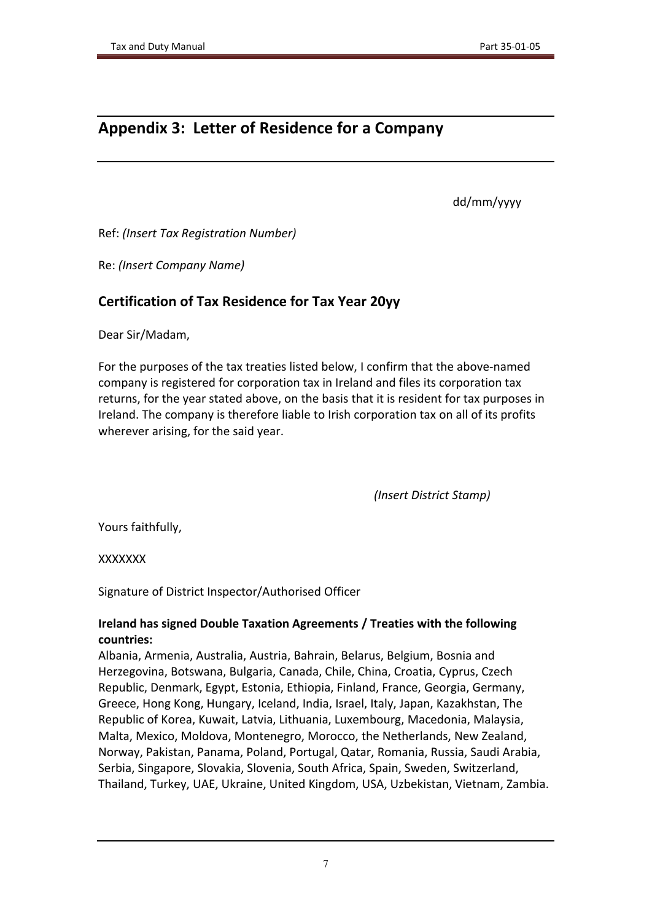## Appendix 3: Letter of Residence for a Company

dd/mm/yyyy

Ref: *(Insert Tax Registration Number)*

Re: *(Insert Company Name)*

### Certification of Tax Residence for Tax Year 20yy

Dear Sir/Madam,

For the purposes of the tax treaties listed below, I confirm that the above-named company is registered for corporation tax in Ireland and files its corporation tax returns, for the year stated above, on the basis that it is resident for tax purposes in Ireland. The company is therefore liable to Irish corporation tax on all of its profits wherever arising, for the said year.

*(Insert District Stamp)*

Yours faithfully,

XXXXXXX

Signature of District Inspector/Authorised Officer

**Ireland has signed Double Taxation Agreements / Treaties with the following countries:**
Albania, Armenia, Australia, Austria, Bahrain, Belarus, Belgium, Bosnia and Herzegovina, Botswana, Bulgaria, Canada, Chile, China, Croatia, Cyprus, Czech Republic, Denmark, Egypt, Estonia, Ethiopia, Finland, France, Georgia, Germany, Greece, Hong Kong, Hungary, Iceland, India, Israel, Italy, Japan, Kazakhstan, The Republic of Korea, Kuwait, Latvia, Lithuania, Luxembourg, Macedonia, Malaysia, Malta, Mexico, Moldova, Montenegro, Morocco, the Netherlands, New Zealand, Norway, Pakistan, Panama, Poland, Portugal, Qatar, Romania, Russia, Saudi Arabia, Serbia, Singapore, Slovakia, Slovenia, South Africa, Spain, Sweden, Switzerland, Thailand, Turkey, UAE, Ukraine, United Kingdom, USA, Uzbekistan, Vietnam, Zambia.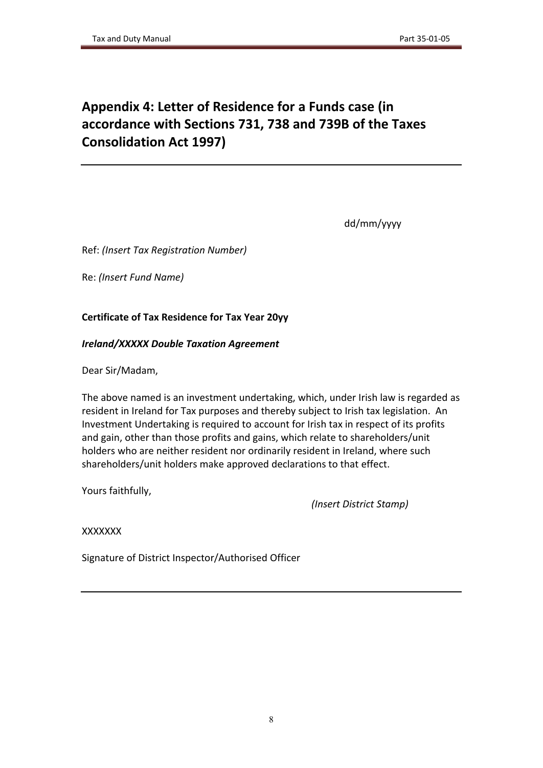## Appendix 4: Letter of Residence for a Funds case (in accordance with Sections 731, 738 and 739B of the Taxes Consolidation Act 1997)

---

dd/mm/yyyy

Ref: *(Insert Tax Registration Number)*

Re: *(Insert Fund Name)*

**Certificate of Tax Residence for Tax Year 20yy**

***Ireland/XXXXX Double Taxation Agreement***

Dear Sir/Madam,

The above named is an investment undertaking, which, under Irish law is regarded as resident in Ireland for Tax purposes and thereby subject to Irish tax legislation. An Investment Undertaking is required to account for Irish tax in respect of its profits and gain, other than those profits and gains, which relate to shareholders/unit holders who are neither resident nor ordinarily resident in Ireland, where such shareholders/unit holders make approved declarations to that effect.

Yours faithfully,

*(Insert District Stamp)*

XXXXXXX

Signature of District Inspector/Authorised Officer

---